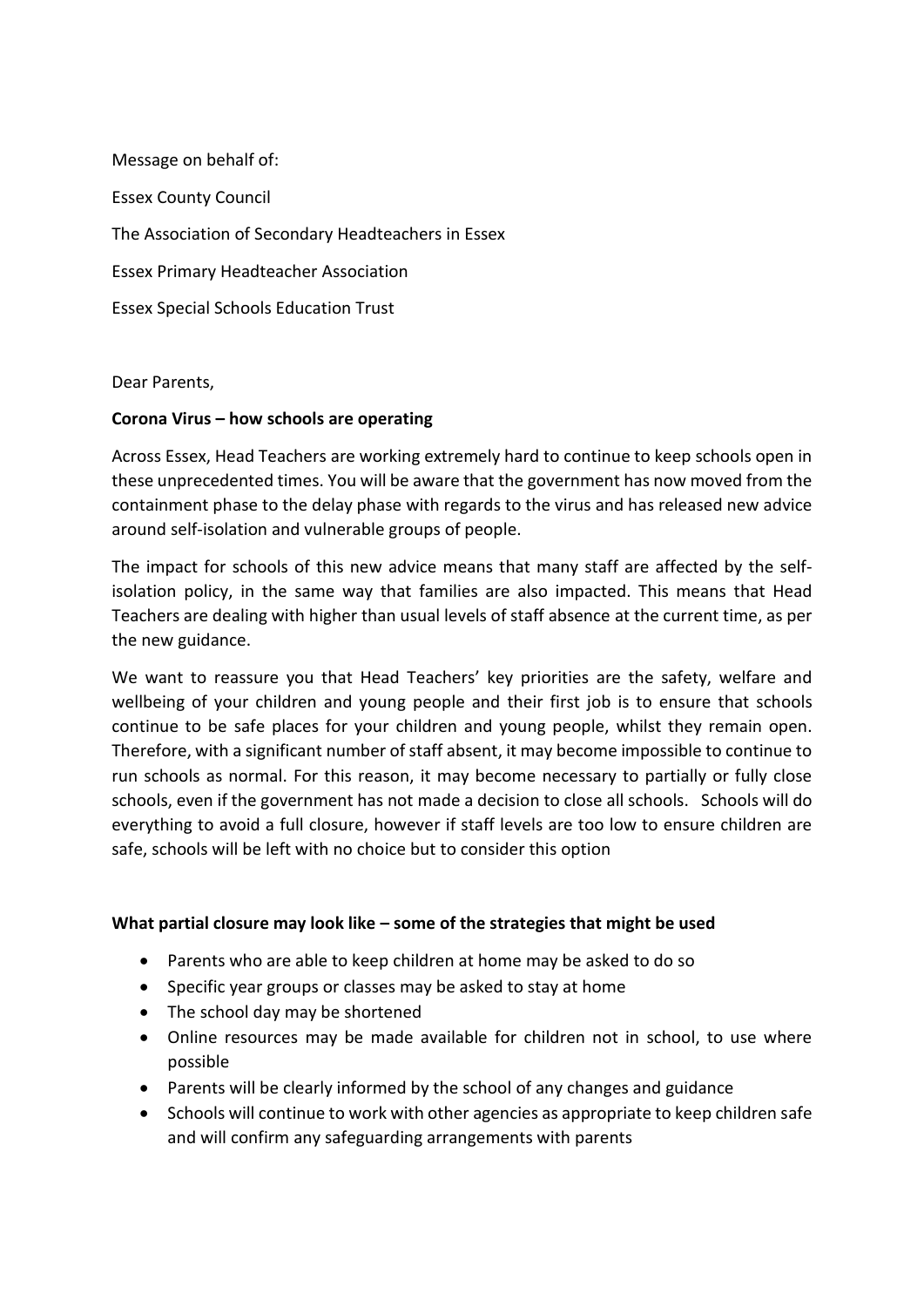Message on behalf of:

Essex County Council

The Association of Secondary Headteachers in Essex

Essex Primary Headteacher Association

Essex Special Schools Education Trust

Dear Parents,

**Corona Virus – how schools are operating**

Across Essex, Head Teachers are working extremely hard to continue to keep schools open in these unprecedented times. You will be aware that the government has now moved from the containment phase to the delay phase with regards to the virus and has released new advice around self-isolation and vulnerable groups of people.

The impact for schools of this new advice means that many staff are affected by the self-isolation policy, in the same way that families are also impacted. This means that Head Teachers are dealing with higher than usual levels of staff absence at the current time, as per the new guidance.

We want to reassure you that Head Teachers' key priorities are the safety, welfare and wellbeing of your children and young people and their first job is to ensure that schools continue to be safe places for your children and young people, whilst they remain open. Therefore, with a significant number of staff absent, it may become impossible to continue to run schools as normal. For this reason, it may become necessary to partially or fully close schools, even if the government has not made a decision to close all schools. Schools will do everything to avoid a full closure, however if staff levels are too low to ensure children are safe, schools will be left with no choice but to consider this option

**What partial closure may look like – some of the strategies that might be used**

- Parents who are able to keep children at home may be asked to do so
- Specific year groups or classes may be asked to stay at home
- The school day may be shortened
- Online resources may be made available for children not in school, to use where possible
- Parents will be clearly informed by the school of any changes and guidance
- Schools will continue to work with other agencies as appropriate to keep children safe and will confirm any safeguarding arrangements with parents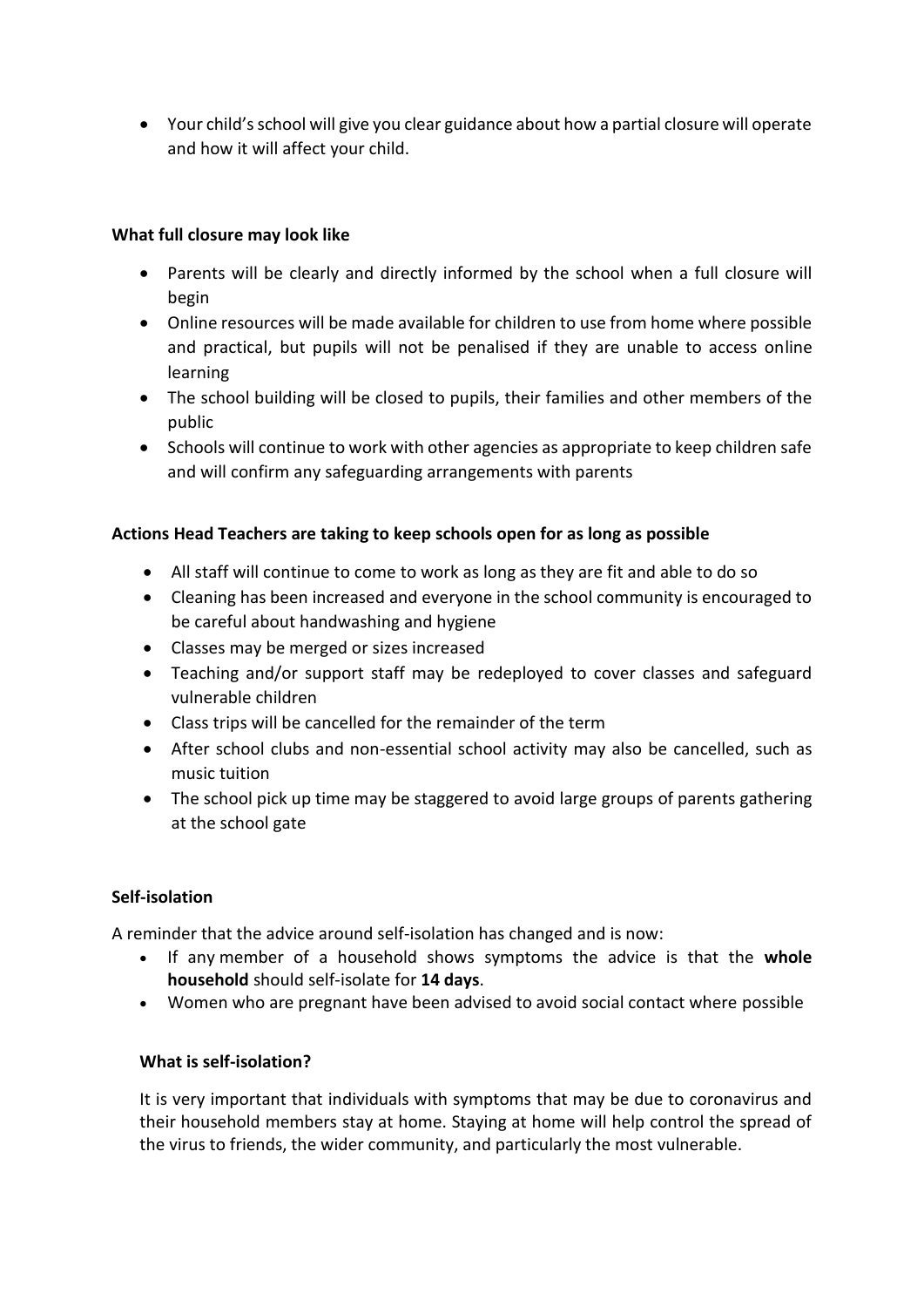- Your child's school will give you clear guidance about how a partial closure will operate and how it will affect your child.

**What full closure may look like**

- Parents will be clearly and directly informed by the school when a full closure will begin
- Online resources will be made available for children to use from home where possible and practical, but pupils will not be penalised if they are unable to access online learning
- The school building will be closed to pupils, their families and other members of the public
- Schools will continue to work with other agencies as appropriate to keep children safe and will confirm any safeguarding arrangements with parents

**Actions Head Teachers are taking to keep schools open for as long as possible**

- All staff will continue to come to work as long as they are fit and able to do so
- Cleaning has been increased and everyone in the school community is encouraged to be careful about handwashing and hygiene
- Classes may be merged or sizes increased
- Teaching and/or support staff may be redeployed to cover classes and safeguard vulnerable children
- Class trips will be cancelled for the remainder of the term
- After school clubs and non-essential school activity may also be cancelled, such as music tuition
- The school pick up time may be staggered to avoid large groups of parents gathering at the school gate

**Self-isolation**

A reminder that the advice around self-isolation has changed and is now:

- If any member of a household shows symptoms the advice is that the **whole household** should self-isolate for **14 days**.
- Women who are pregnant have been advised to avoid social contact where possible

**What is self-isolation?**

It is very important that individuals with symptoms that may be due to coronavirus and their household members stay at home. Staying at home will help control the spread of the virus to friends, the wider community, and particularly the most vulnerable.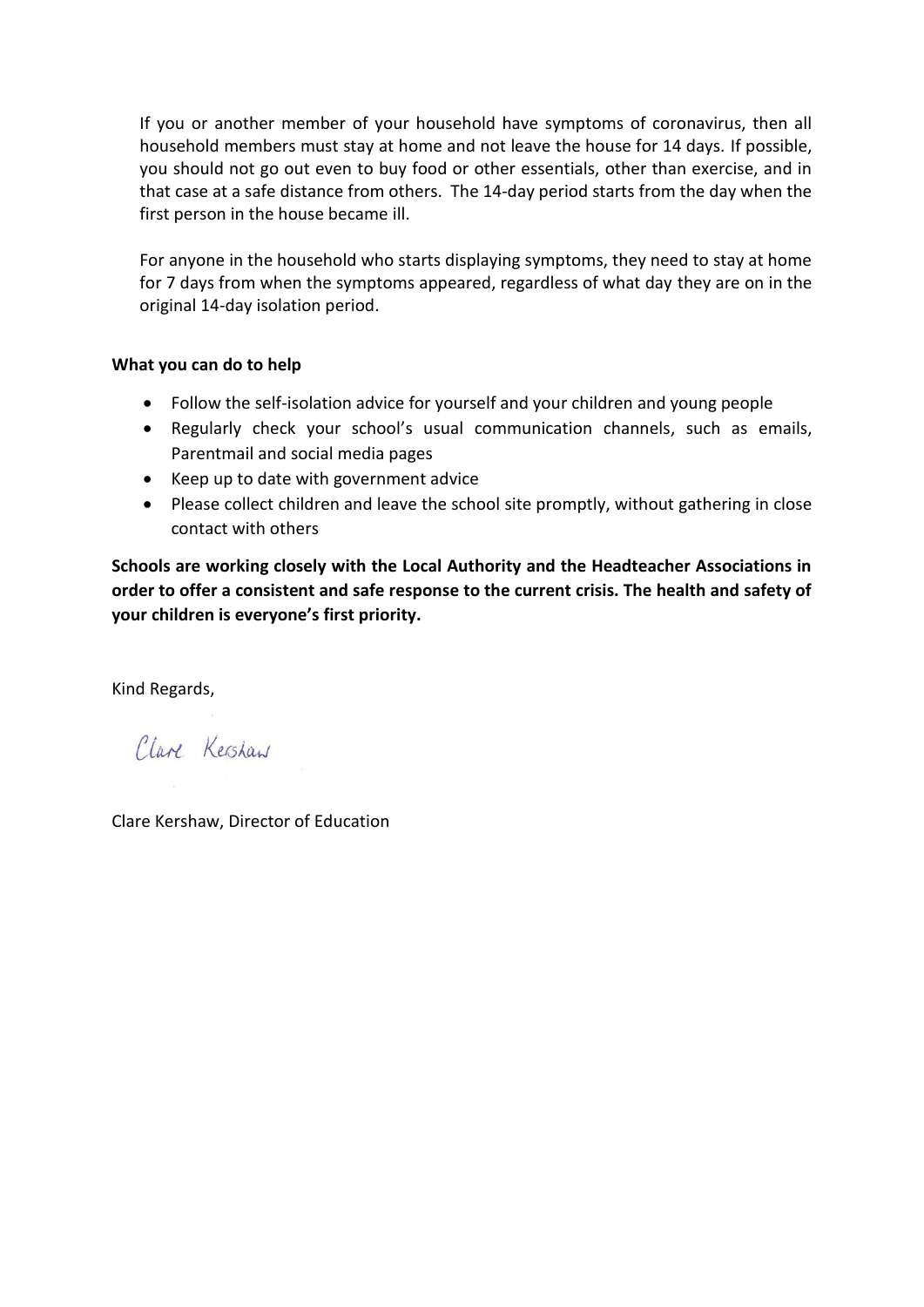If you or another member of your household have symptoms of coronavirus, then all household members must stay at home and not leave the house for 14 days. If possible, you should not go out even to buy food or other essentials, other than exercise, and in that case at a safe distance from others. The 14-day period starts from the day when the first person in the house became ill.

For anyone in the household who starts displaying symptoms, they need to stay at home for 7 days from when the symptoms appeared, regardless of what day they are on in the original 14-day isolation period.

**What you can do to help**

- Follow the self-isolation advice for yourself and your children and young people
- Regularly check your school's usual communication channels, such as emails, Parentmail and social media pages
- Keep up to date with government advice
- Please collect children and leave the school site promptly, without gathering in close contact with others

**Schools are working closely with the Local Authority and the Headteacher Associations in order to offer a consistent and safe response to the current crisis. The health and safety of your children is everyone's first priority.**

Kind Regards,

Clare Kershaw

Clare Kershaw, Director of Education